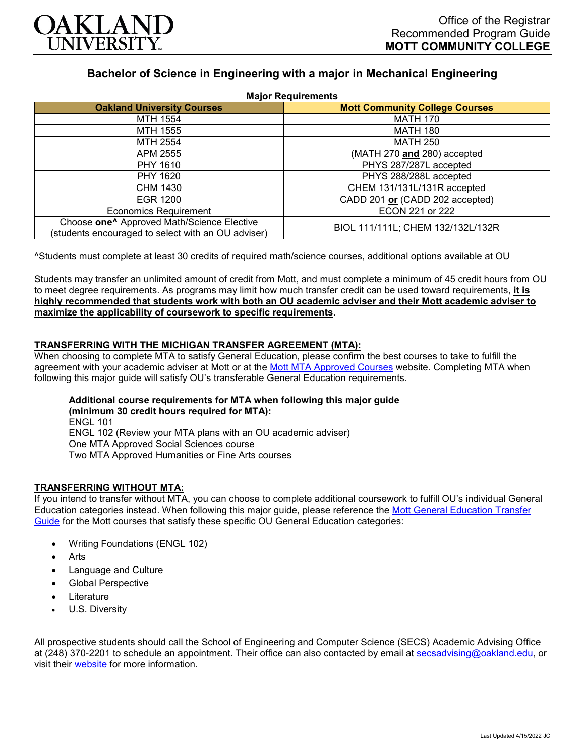Office of the Registrar
Recommended Program Guide
**MOTT COMMUNITY COLLEGE**

# Bachelor of Science in Engineering with a major in Mechanical Engineering

**Major Requirements**

| Oakland University Courses | Mott Community College Courses |
|---|---|
| MTH 1554 | MATH 170 |
| MTH 1555 | MATH 180 |
| MTH 2554 | MATH 250 |
| APM 2555 | (MATH 270 **and** 280) accepted |
| PHY 1610 | PHYS 287/287L accepted |
| PHY 1620 | PHYS 288/288L accepted |
| CHM 1430 | CHEM 131/131L/131R accepted |
| EGR 1200 | CADD 201 **or** (CADD 202 accepted) |
| Economics Requirement | ECON 221 or 222 |
| Choose **one^** Approved Math/Science Elective (students encouraged to select with an OU adviser) | BIOL 111/111L; CHEM 132/132L/132R |

^Students must complete at least 30 credits of required math/science courses, additional options available at OU

Students may transfer an unlimited amount of credit from Mott, and must complete a minimum of 45 credit hours from OU to meet degree requirements. As programs may limit how much transfer credit can be used toward requirements, **it is highly recommended that students work with both an OU academic adviser and their Mott academic adviser to maximize the applicability of coursework to specific requirements**.

## TRANSFERRING WITH THE MICHIGAN TRANSFER AGREEMENT (MTA):

When choosing to complete MTA to satisfy General Education, please confirm the best courses to take to fulfill the agreement with your academic adviser at Mott or at the Mott MTA Approved Courses website. Completing MTA when following this major guide will satisfy OU's transferable General Education requirements.

**Additional course requirements for MTA when following this major guide (minimum 30 credit hours required for MTA):**
ENGL 101
ENGL 102 (Review your MTA plans with an OU academic adviser)
One MTA Approved Social Sciences course
Two MTA Approved Humanities or Fine Arts courses

## TRANSFERRING WITHOUT MTA:

If you intend to transfer without MTA, you can choose to complete additional coursework to fulfill OU's individual General Education categories instead. When following this major guide, please reference the Mott General Education Transfer Guide for the Mott courses that satisfy these specific OU General Education categories:

- Writing Foundations (ENGL 102)
- Arts
- Language and Culture
- Global Perspective
- Literature
- U.S. Diversity

All prospective students should call the School of Engineering and Computer Science (SECS) Academic Advising Office at (248) 370-2201 to schedule an appointment. Their office can also contacted by email at secsadvising@oakland.edu, or visit their website for more information.

Last Updated 4/15/2022 JC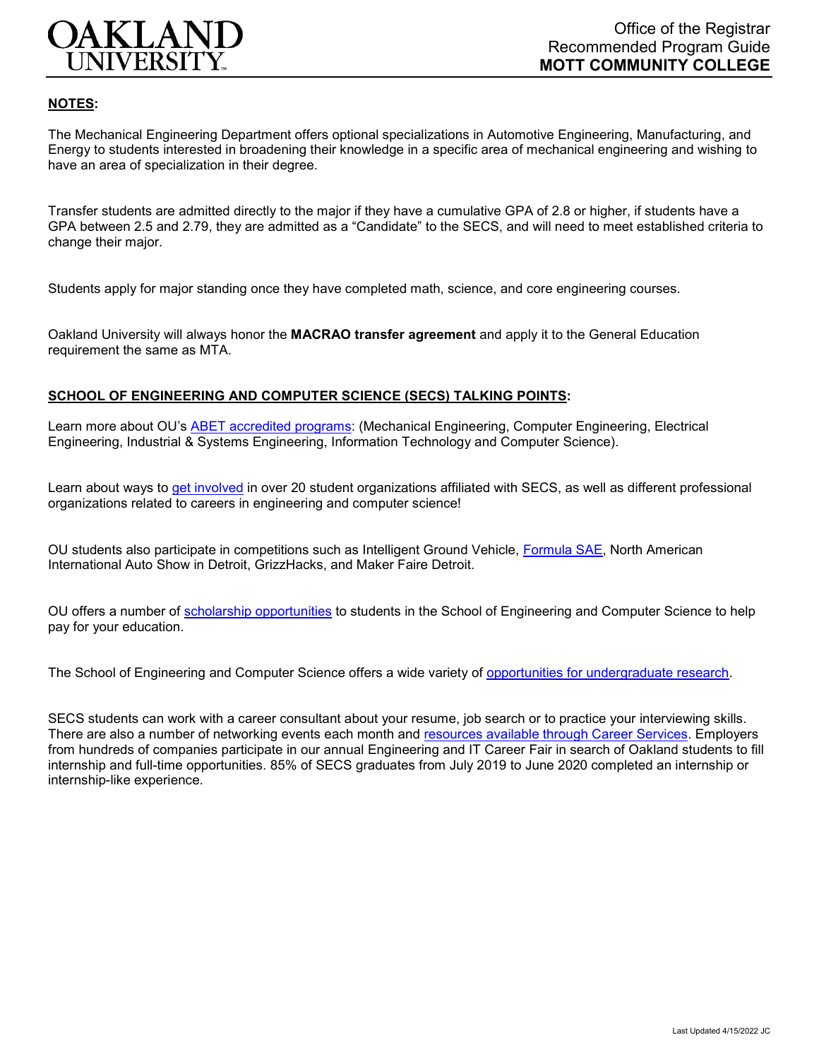**NOTES:**

The Mechanical Engineering Department offers optional specializations in Automotive Engineering, Manufacturing, and Energy to students interested in broadening their knowledge in a specific area of mechanical engineering and wishing to have an area of specialization in their degree.

Transfer students are admitted directly to the major if they have a cumulative GPA of 2.8 or higher, if students have a GPA between 2.5 and 2.79, they are admitted as a "Candidate" to the SECS, and will need to meet established criteria to change their major.

Students apply for major standing once they have completed math, science, and core engineering courses.

Oakland University will always honor the **MACRAO transfer agreement** and apply it to the General Education requirement the same as MTA.

**SCHOOL OF ENGINEERING AND COMPUTER SCIENCE (SECS) TALKING POINTS:**

Learn more about OU's ABET accredited programs: (Mechanical Engineering, Computer Engineering, Electrical Engineering, Industrial & Systems Engineering, Information Technology and Computer Science).

Learn about ways to get involved in over 20 student organizations affiliated with SECS, as well as different professional organizations related to careers in engineering and computer science!

OU students also participate in competitions such as Intelligent Ground Vehicle, Formula SAE, North American International Auto Show in Detroit, GrizzHacks, and Maker Faire Detroit.

OU offers a number of scholarship opportunities to students in the School of Engineering and Computer Science to help pay for your education.

The School of Engineering and Computer Science offers a wide variety of opportunities for undergraduate research.

SECS students can work with a career consultant about your resume, job search or to practice your interviewing skills. There are also a number of networking events each month and resources available through Career Services. Employers from hundreds of companies participate in our annual Engineering and IT Career Fair in search of Oakland students to fill internship and full-time opportunities. 85% of SECS graduates from July 2019 to June 2020 completed an internship or internship-like experience.

Last Updated 4/15/2022 JC